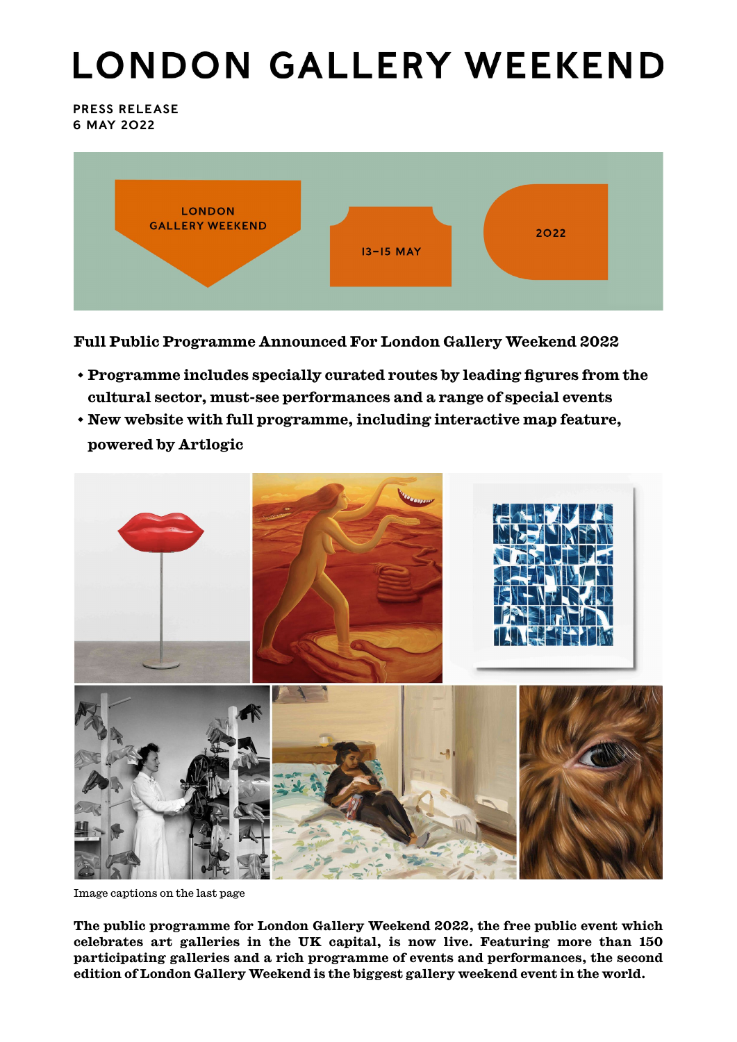# LONDON GALLERY WEEKEND

**PRESS RELEASE**
**6 MAY 2022**

LONDON GALLERY WEEKEND

13–15 MAY

2022

## Full Public Programme Announced For London Gallery Weekend 2022

- **Programme includes specially curated routes by leading figures from the cultural sector, must-see performances and a range of special events**
- **New website with full programme, including interactive map feature, powered by Artlogic**

Image captions on the last page

**The public programme for London Gallery Weekend 2022, the free public event which celebrates art galleries in the UK capital, is now live. Featuring more than 150 participating galleries and a rich programme of events and performances, the second edition of London Gallery Weekend is the biggest gallery weekend event in the world.**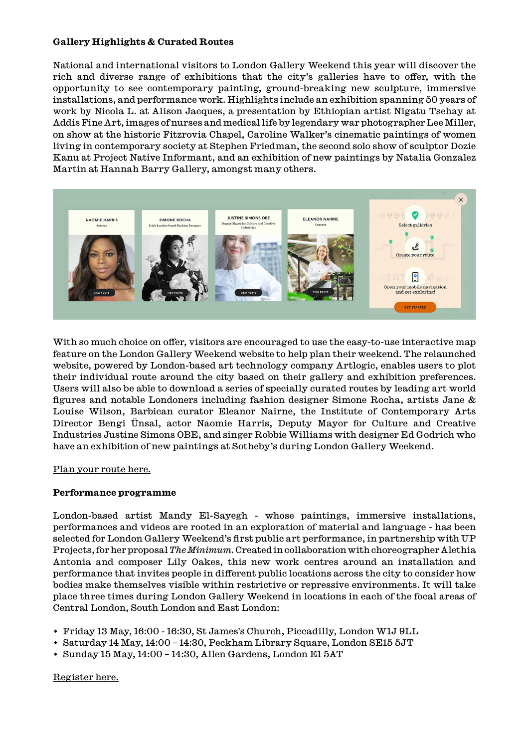**Gallery Highlights & Curated Routes**

National and international visitors to London Gallery Weekend this year will discover the rich and diverse range of exhibitions that the city's galleries have to offer, with the opportunity to see contemporary painting, ground-breaking new sculpture, immersive installations, and performance work. Highlights include an exhibition spanning 50 years of work by Nicola L. at Alison Jacques, a presentation by Ethiopian artist Nigatu Tsehay at Addis Fine Art, images of nurses and medical life by legendary war photographer Lee Miller, on show at the historic Fitzrovia Chapel, Caroline Walker's cinematic paintings of women living in contemporary society at Stephen Friedman, the second solo show of sculptor Dozie Kanu at Project Native Informant, and an exhibition of new paintings by Natalia Gonzalez Martin at Hannah Barry Gallery, amongst many others.

With so much choice on offer, visitors are encouraged to use the easy-to-use interactive map feature on the London Gallery Weekend website to help plan their weekend. The relaunched website, powered by London-based art technology company Artlogic, enables users to plot their individual route around the city based on their gallery and exhibition preferences. Users will also be able to download a series of specially curated routes by leading art world figures and notable Londoners including fashion designer Simone Rocha, artists Jane & Louise Wilson, Barbican curator Eleanor Nairne, the Institute of Contemporary Arts Director Bengi Ünsal, actor Naomie Harris, Deputy Mayor for Culture and Creative Industries Justine Simons OBE, and singer Robbie Williams with designer Ed Godrich who have an exhibition of new paintings at Sotheby's during London Gallery Weekend.

Plan your route here.

**Performance programme**

London-based artist Mandy El-Sayegh - whose paintings, immersive installations, performances and videos are rooted in an exploration of material and language - has been selected for London Gallery Weekend's first public art performance, in partnership with UP Projects, for her proposal *The Minimum*. Created in collaboration with choreographer Alethia Antonia and composer Lily Oakes, this new work centres around an installation and performance that invites people in different public locations across the city to consider how bodies make themselves visible within restrictive or repressive environments. It will take place three times during London Gallery Weekend in locations in each of the focal areas of Central London, South London and East London:

- Friday 13 May, 16:00 - 16:30, St James's Church, Piccadilly, London W1J 9LL
- Saturday 14 May, 14:00 – 14:30, Peckham Library Square, London SE15 5JT
- Sunday 15 May, 14:00 – 14:30, Allen Gardens, London E1 5AT

Register here.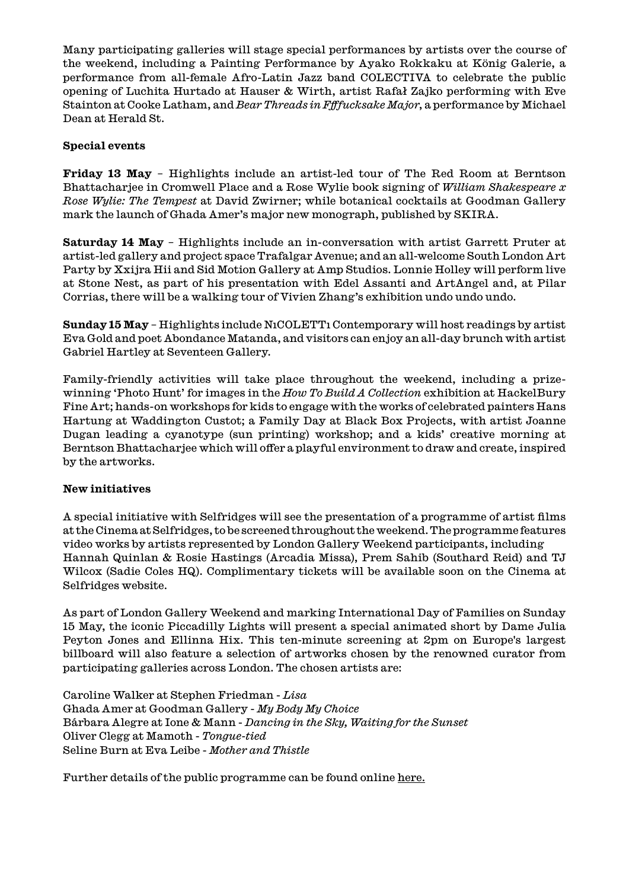Many participating galleries will stage special performances by artists over the course of the weekend, including a Painting Performance by Ayako Rokkaku at König Galerie, a performance from all-female Afro-Latin Jazz band COLECTIVA to celebrate the public opening of Luchita Hurtado at Hauser & Wirth, artist Rafał Zajko performing with Eve Stainton at Cooke Latham, and *Bear Threads in Ffffucksake Major*, a performance by Michael Dean at Herald St.

**Special events**

**Friday 13 May** – Highlights include an artist-led tour of The Red Room at Berntson Bhattacharjee in Cromwell Place and a Rose Wylie book signing of *William Shakespeare x Rose Wylie: The Tempest* at David Zwirner; while botanical cocktails at Goodman Gallery mark the launch of Ghada Amer's major new monograph, published by SKIRA.

**Saturday 14 May** – Highlights include an in-conversation with artist Garrett Pruter at artist-led gallery and project space Trafalgar Avenue; and an all-welcome South London Art Party by Xxijra Hii and Sid Motion Gallery at Amp Studios. Lonnie Holley will perform live at Stone Nest, as part of his presentation with Edel Assanti and ArtAngel and, at Pilar Corrias, there will be a walking tour of Vivien Zhang's exhibition undo undo undo.

**Sunday 15 May** – Highlights include N1COLETT1 Contemporary will host readings by artist Eva Gold and poet Abondance Matanda, and visitors can enjoy an all-day brunch with artist Gabriel Hartley at Seventeen Gallery.

Family-friendly activities will take place throughout the weekend, including a prize-winning 'Photo Hunt' for images in the *How To Build A Collection* exhibition at HackelBury Fine Art; hands-on workshops for kids to engage with the works of celebrated painters Hans Hartung at Waddington Custot; a Family Day at Black Box Projects, with artist Joanne Dugan leading a cyanotype (sun printing) workshop; and a kids' creative morning at Berntson Bhattacharjee which will offer a playful environment to draw and create, inspired by the artworks.

**New initiatives**

A special initiative with Selfridges will see the presentation of a programme of artist films at the Cinema at Selfridges, to be screened throughout the weekend. The programme features video works by artists represented by London Gallery Weekend participants, including Hannah Quinlan & Rosie Hastings (Arcadia Missa), Prem Sahib (Southard Reid) and TJ Wilcox (Sadie Coles HQ). Complimentary tickets will be available soon on the Cinema at Selfridges website.

As part of London Gallery Weekend and marking International Day of Families on Sunday 15 May, the iconic Piccadilly Lights will present a special animated short by Dame Julia Peyton Jones and Ellinna Hix. This ten-minute screening at 2pm on Europe's largest billboard will also feature a selection of artworks chosen by the renowned curator from participating galleries across London. The chosen artists are:

Caroline Walker at Stephen Friedman - *Lisa*
Ghada Amer at Goodman Gallery - *My Body My Choice*
Bárbara Alegre at Ione & Mann - *Dancing in the Sky, Waiting for the Sunset*
Oliver Clegg at Mamoth - *Tongue-tied*
Seline Burn at Eva Leibe - *Mother and Thistle*

Further details of the public programme can be found online here.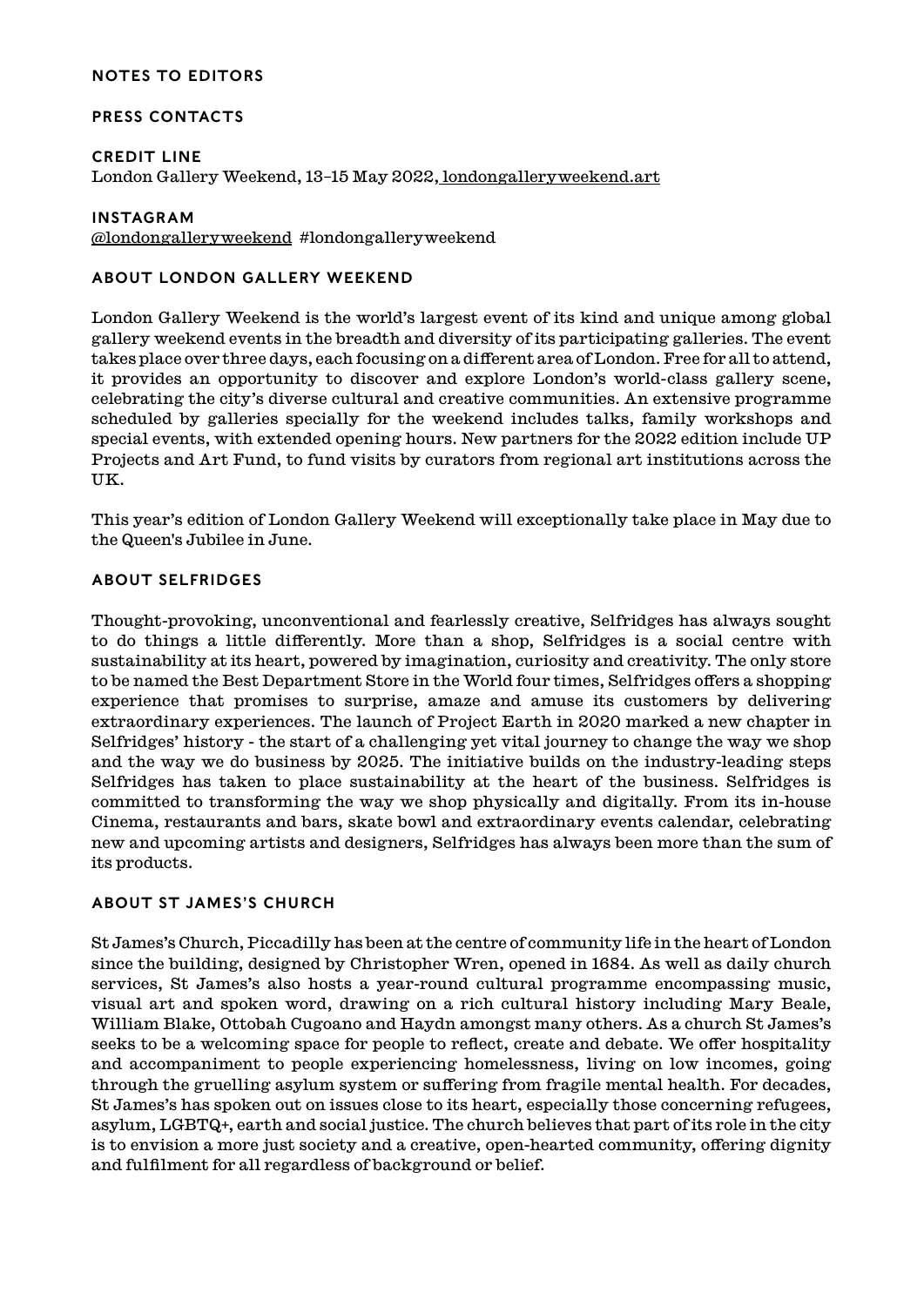## NOTES TO EDITORS

## PRESS CONTACTS

## CREDIT LINE

London Gallery Weekend, 13–15 May 2022, londongalleryweekend.art

## INSTAGRAM

@londongalleryweekend #londongalleryweekend

## ABOUT LONDON GALLERY WEEKEND

London Gallery Weekend is the world's largest event of its kind and unique among global gallery weekend events in the breadth and diversity of its participating galleries. The event takes place over three days, each focusing on a different area of London. Free for all to attend, it provides an opportunity to discover and explore London's world-class gallery scene, celebrating the city's diverse cultural and creative communities. An extensive programme scheduled by galleries specially for the weekend includes talks, family workshops and special events, with extended opening hours. New partners for the 2022 edition include UP Projects and Art Fund, to fund visits by curators from regional art institutions across the UK.

This year's edition of London Gallery Weekend will exceptionally take place in May due to the Queen's Jubilee in June.

## ABOUT SELFRIDGES

Thought-provoking, unconventional and fearlessly creative, Selfridges has always sought to do things a little differently. More than a shop, Selfridges is a social centre with sustainability at its heart, powered by imagination, curiosity and creativity. The only store to be named the Best Department Store in the World four times, Selfridges offers a shopping experience that promises to surprise, amaze and amuse its customers by delivering extraordinary experiences. The launch of Project Earth in 2020 marked a new chapter in Selfridges' history - the start of a challenging yet vital journey to change the way we shop and the way we do business by 2025. The initiative builds on the industry-leading steps Selfridges has taken to place sustainability at the heart of the business. Selfridges is committed to transforming the way we shop physically and digitally. From its in-house Cinema, restaurants and bars, skate bowl and extraordinary events calendar, celebrating new and upcoming artists and designers, Selfridges has always been more than the sum of its products.

## ABOUT ST JAMES'S CHURCH

St James's Church, Piccadilly has been at the centre of community life in the heart of London since the building, designed by Christopher Wren, opened in 1684. As well as daily church services, St James's also hosts a year-round cultural programme encompassing music, visual art and spoken word, drawing on a rich cultural history including Mary Beale, William Blake, Ottobah Cugoano and Haydn amongst many others. As a church St James's seeks to be a welcoming space for people to reflect, create and debate. We offer hospitality and accompaniment to people experiencing homelessness, living on low incomes, going through the gruelling asylum system or suffering from fragile mental health. For decades, St James's has spoken out on issues close to its heart, especially those concerning refugees, asylum, LGBTQ+, earth and social justice. The church believes that part of its role in the city is to envision a more just society and a creative, open-hearted community, offering dignity and fulfilment for all regardless of background or belief.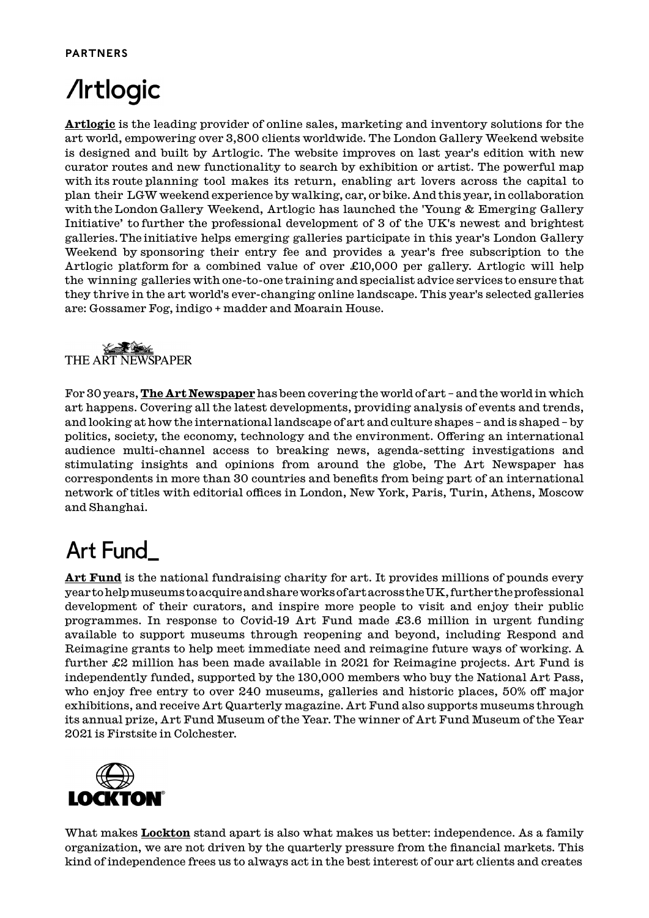**PARTNERS**

## Artlogic

**Artlogic** is the leading provider of online sales, marketing and inventory solutions for the art world, empowering over 3,800 clients worldwide. The London Gallery Weekend website is designed and built by Artlogic. The website improves on last year's edition with new curator routes and new functionality to search by exhibition or artist. The powerful map with its route planning tool makes its return, enabling art lovers across the capital to plan their LGW weekend experience by walking, car, or bike. And this year, in collaboration with the London Gallery Weekend, Artlogic has launched the 'Young & Emerging Gallery Initiative' to further the professional development of 3 of the UK's newest and brightest galleries. The initiative helps emerging galleries participate in this year's London Gallery Weekend by sponsoring their entry fee and provides a year's free subscription to the Artlogic platform for a combined value of over £10,000 per gallery. Artlogic will help the winning galleries with one-to-one training and specialist advice services to ensure that they thrive in the art world's ever-changing online landscape. This year's selected galleries are: Gossamer Fog, indigo + madder and Moarain House.

## THE ART NEWSPAPER

For 30 years, **The Art Newspaper** has been covering the world of art – and the world in which art happens. Covering all the latest developments, providing analysis of events and trends, and looking at how the international landscape of art and culture shapes – and is shaped – by politics, society, the economy, technology and the environment. Offering an international audience multi-channel access to breaking news, agenda-setting investigations and stimulating insights and opinions from around the globe, The Art Newspaper has correspondents in more than 30 countries and benefits from being part of an international network of titles with editorial offices in London, New York, Paris, Turin, Athens, Moscow and Shanghai.

## Art Fund_

**Art Fund** is the national fundraising charity for art. It provides millions of pounds every year to help museums to acquire and share works of art across the UK, further the professional development of their curators, and inspire more people to visit and enjoy their public programmes. In response to Covid-19 Art Fund made £3.6 million in urgent funding available to support museums through reopening and beyond, including Respond and Reimagine grants to help meet immediate need and reimagine future ways of working. A further £2 million has been made available in 2021 for Reimagine projects. Art Fund is independently funded, supported by the 130,000 members who buy the National Art Pass, who enjoy free entry to over 240 museums, galleries and historic places, 50% off major exhibitions, and receive Art Quarterly magazine. Art Fund also supports museums through its annual prize, Art Fund Museum of the Year. The winner of Art Fund Museum of the Year 2021 is Firstsite in Colchester.

## LOCKTON

What makes **Lockton** stand apart is also what makes us better: independence. As a family organization, we are not driven by the quarterly pressure from the financial markets. This kind of independence frees us to always act in the best interest of our art clients and creates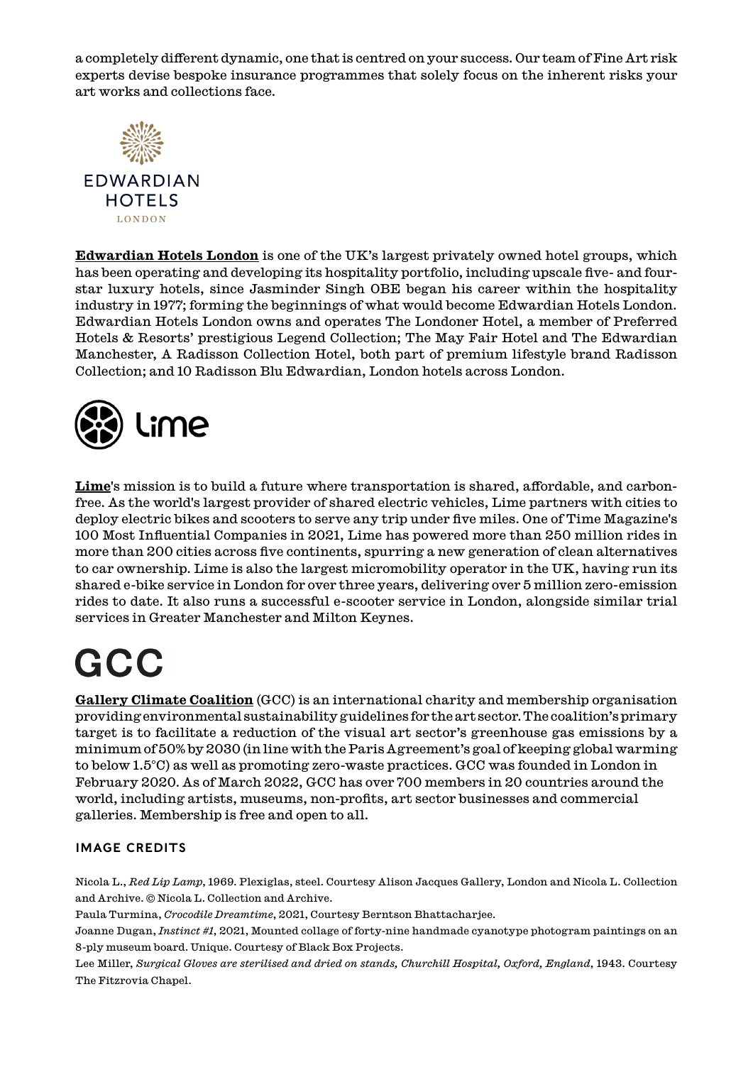a completely different dynamic, one that is centred on your success. Our team of Fine Art risk experts devise bespoke insurance programmes that solely focus on the inherent risks your art works and collections face.

**Edwardian Hotels London** is one of the UK's largest privately owned hotel groups, which has been operating and developing its hospitality portfolio, including upscale five- and four-star luxury hotels, since Jasminder Singh OBE began his career within the hospitality industry in 1977; forming the beginnings of what would become Edwardian Hotels London. Edwardian Hotels London owns and operates The Londoner Hotel, a member of Preferred Hotels & Resorts' prestigious Legend Collection; The May Fair Hotel and The Edwardian Manchester, A Radisson Collection Hotel, both part of premium lifestyle brand Radisson Collection; and 10 Radisson Blu Edwardian, London hotels across London.

**Lime**'s mission is to build a future where transportation is shared, affordable, and carbon-free. As the world's largest provider of shared electric vehicles, Lime partners with cities to deploy electric bikes and scooters to serve any trip under five miles. One of Time Magazine's 100 Most Influential Companies in 2021, Lime has powered more than 250 million rides in more than 200 cities across five continents, spurring a new generation of clean alternatives to car ownership. Lime is also the largest micromobility operator in the UK, having run its shared e-bike service in London for over three years, delivering over 5 million zero-emission rides to date. It also runs a successful e-scooter service in London, alongside similar trial services in Greater Manchester and Milton Keynes.

**Gallery Climate Coalition** (GCC) is an international charity and membership organisation providing environmental sustainability guidelines for the art sector. The coalition's primary target is to facilitate a reduction of the visual art sector's greenhouse gas emissions by a minimum of 50% by 2030 (in line with the Paris Agreement's goal of keeping global warming to below 1.5°C) as well as promoting zero-waste practices. GCC was founded in London in February 2020. As of March 2022, GCC has over 700 members in 20 countries around the world, including artists, museums, non-profits, art sector businesses and commercial galleries. Membership is free and open to all.

## IMAGE CREDITS

Nicola L., *Red Lip Lamp*, 1969. Plexiglas, steel. Courtesy Alison Jacques Gallery, London and Nicola L. Collection and Archive. © Nicola L. Collection and Archive.

Paula Turmina, *Crocodile Dreamtime*, 2021, Courtesy Berntson Bhattacharjee.

Joanne Dugan, *Instinct #1*, 2021, Mounted collage of forty-nine handmade cyanotype photogram paintings on an 8-ply museum board. Unique. Courtesy of Black Box Projects.

Lee Miller, *Surgical Gloves are sterilised and dried on stands, Churchill Hospital, Oxford, England*, 1943. Courtesy The Fitzrovia Chapel.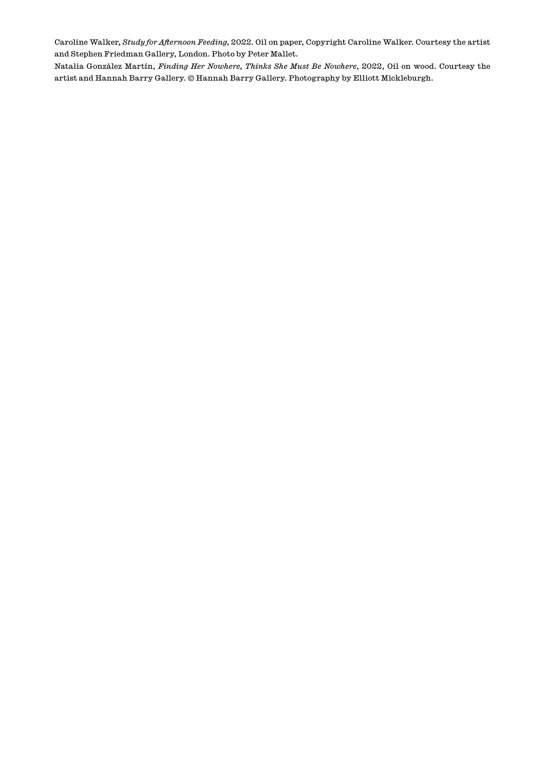Caroline Walker, *Study for Afternoon Feeding*, 2022. Oil on paper, Copyright Caroline Walker. Courtesy the artist and Stephen Friedman Gallery, London. Photo by Peter Mallet.

Natalia González Martín, *Finding Her Nowhere, Thinks She Must Be Nowhere*, 2022, Oil on wood. Courtesy the artist and Hannah Barry Gallery. © Hannah Barry Gallery. Photography by Elliott Mickleburgh.